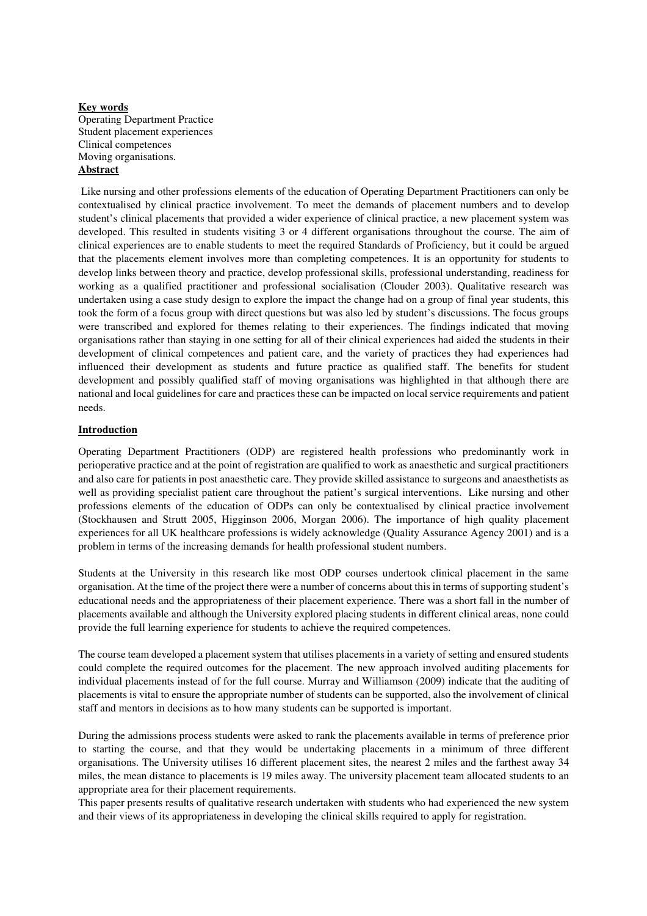**Key words**

Operating Department Practice
Student placement experiences
Clinical competences
Moving organisations.

**Abstract**

Like nursing and other professions elements of the education of Operating Department Practitioners can only be contextualised by clinical practice involvement. To meet the demands of placement numbers and to develop student's clinical placements that provided a wider experience of clinical practice, a new placement system was developed. This resulted in students visiting 3 or 4 different organisations throughout the course. The aim of clinical experiences are to enable students to meet the required Standards of Proficiency, but it could be argued that the placements element involves more than completing competences. It is an opportunity for students to develop links between theory and practice, develop professional skills, professional understanding, readiness for working as a qualified practitioner and professional socialisation (Clouder 2003). Qualitative research was undertaken using a case study design to explore the impact the change had on a group of final year students, this took the form of a focus group with direct questions but was also led by student's discussions. The focus groups were transcribed and explored for themes relating to their experiences. The findings indicated that moving organisations rather than staying in one setting for all of their clinical experiences had aided the students in their development of clinical competences and patient care, and the variety of practices they had experiences had influenced their development as students and future practice as qualified staff. The benefits for student development and possibly qualified staff of moving organisations was highlighted in that although there are national and local guidelines for care and practices these can be impacted on local service requirements and patient needs.

**Introduction**

Operating Department Practitioners (ODP) are registered health professions who predominantly work in perioperative practice and at the point of registration are qualified to work as anaesthetic and surgical practitioners and also care for patients in post anaesthetic care. They provide skilled assistance to surgeons and anaesthetists as well as providing specialist patient care throughout the patient's surgical interventions. Like nursing and other professions elements of the education of ODPs can only be contextualised by clinical practice involvement (Stockhausen and Strutt 2005, Higginson 2006, Morgan 2006). The importance of high quality placement experiences for all UK healthcare professions is widely acknowledge (Quality Assurance Agency 2001) and is a problem in terms of the increasing demands for health professional student numbers.

Students at the University in this research like most ODP courses undertook clinical placement in the same organisation. At the time of the project there were a number of concerns about this in terms of supporting student's educational needs and the appropriateness of their placement experience. There was a short fall in the number of placements available and although the University explored placing students in different clinical areas, none could provide the full learning experience for students to achieve the required competences.

The course team developed a placement system that utilises placements in a variety of setting and ensured students could complete the required outcomes for the placement. The new approach involved auditing placements for individual placements instead of for the full course. Murray and Williamson (2009) indicate that the auditing of placements is vital to ensure the appropriate number of students can be supported, also the involvement of clinical staff and mentors in decisions as to how many students can be supported is important.

During the admissions process students were asked to rank the placements available in terms of preference prior to starting the course, and that they would be undertaking placements in a minimum of three different organisations. The University utilises 16 different placement sites, the nearest 2 miles and the farthest away 34 miles, the mean distance to placements is 19 miles away. The university placement team allocated students to an appropriate area for their placement requirements.

This paper presents results of qualitative research undertaken with students who had experienced the new system and their views of its appropriateness in developing the clinical skills required to apply for registration.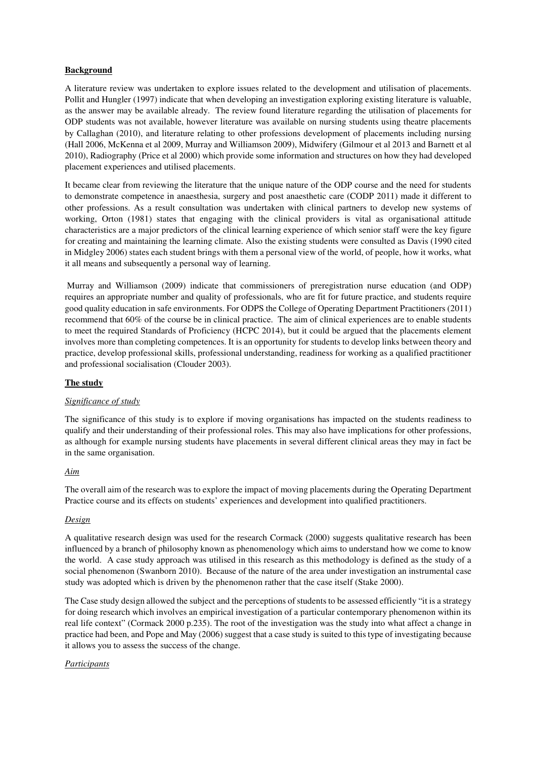**Background**

A literature review was undertaken to explore issues related to the development and utilisation of placements. Pollit and Hungler (1997) indicate that when developing an investigation exploring existing literature is valuable, as the answer may be available already. The review found literature regarding the utilisation of placements for ODP students was not available, however literature was available on nursing students using theatre placements by Callaghan (2010), and literature relating to other professions development of placements including nursing (Hall 2006, McKenna et al 2009, Murray and Williamson 2009), Midwifery (Gilmour et al 2013 and Barnett et al 2010), Radiography (Price et al 2000) which provide some information and structures on how they had developed placement experiences and utilised placements.

It became clear from reviewing the literature that the unique nature of the ODP course and the need for students to demonstrate competence in anaesthesia, surgery and post anaesthetic care (CODP 2011) made it different to other professions. As a result consultation was undertaken with clinical partners to develop new systems of working, Orton (1981) states that engaging with the clinical providers is vital as organisational attitude characteristics are a major predictors of the clinical learning experience of which senior staff were the key figure for creating and maintaining the learning climate. Also the existing students were consulted as Davis (1990 cited in Midgley 2006) states each student brings with them a personal view of the world, of people, how it works, what it all means and subsequently a personal way of learning.

Murray and Williamson (2009) indicate that commissioners of preregistration nurse education (and ODP) requires an appropriate number and quality of professionals, who are fit for future practice, and students require good quality education in safe environments. For ODPS the College of Operating Department Practitioners (2011) recommend that 60% of the course be in clinical practice. The aim of clinical experiences are to enable students to meet the required Standards of Proficiency (HCPC 2014), but it could be argued that the placements element involves more than completing competences. It is an opportunity for students to develop links between theory and practice, develop professional skills, professional understanding, readiness for working as a qualified practitioner and professional socialisation (Clouder 2003).

**The study**

*Significance of study*

The significance of this study is to explore if moving organisations has impacted on the students readiness to qualify and their understanding of their professional roles. This may also have implications for other professions, as although for example nursing students have placements in several different clinical areas they may in fact be in the same organisation.

*Aim*

The overall aim of the research was to explore the impact of moving placements during the Operating Department Practice course and its effects on students' experiences and development into qualified practitioners.

*Design*

A qualitative research design was used for the research Cormack (2000) suggests qualitative research has been influenced by a branch of philosophy known as phenomenology which aims to understand how we come to know the world. A case study approach was utilised in this research as this methodology is defined as the study of a social phenomenon (Swanborn 2010). Because of the nature of the area under investigation an instrumental case study was adopted which is driven by the phenomenon rather that the case itself (Stake 2000).

The Case study design allowed the subject and the perceptions of students to be assessed efficiently "it is a strategy for doing research which involves an empirical investigation of a particular contemporary phenomenon within its real life context" (Cormack 2000 p.235). The root of the investigation was the study into what affect a change in practice had been, and Pope and May (2006) suggest that a case study is suited to this type of investigating because it allows you to assess the success of the change.

*Participants*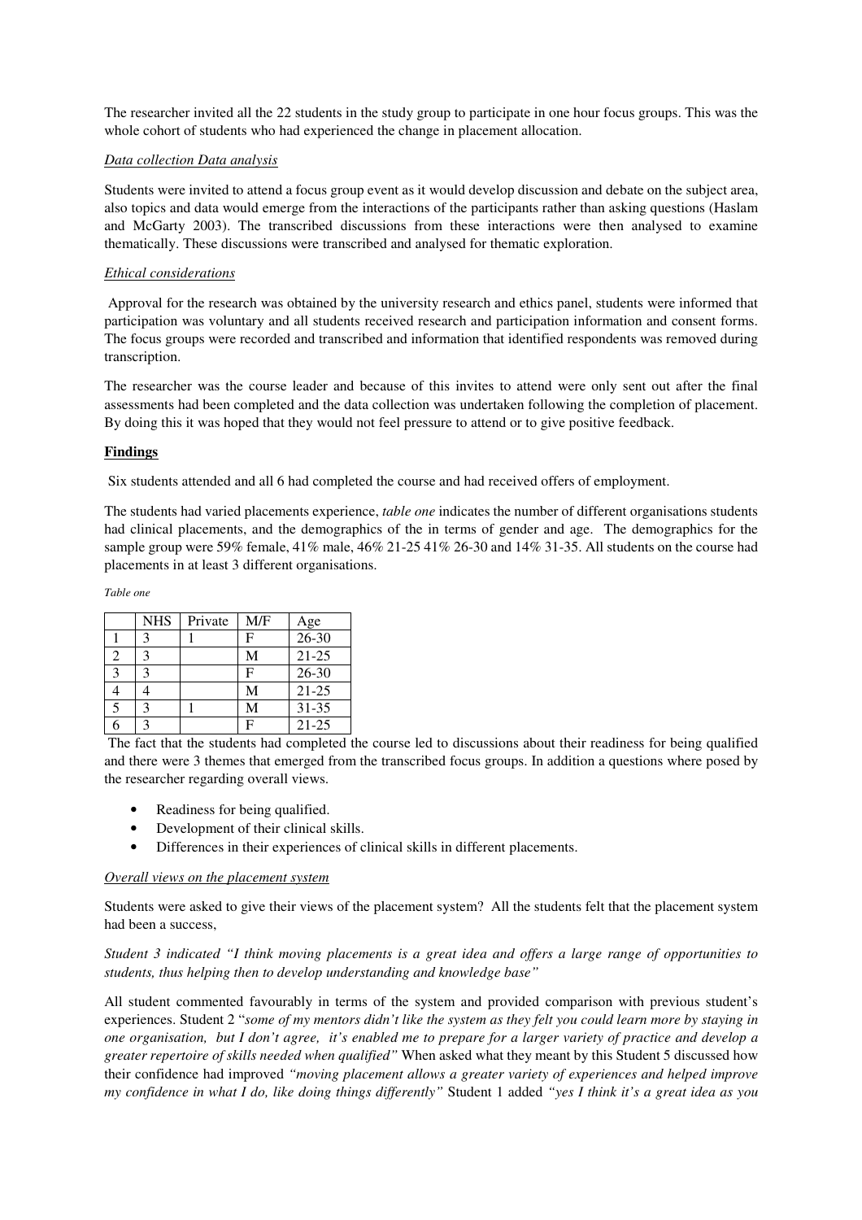The researcher invited all the 22 students in the study group to participate in one hour focus groups. This was the whole cohort of students who had experienced the change in placement allocation.

*Data collection Data analysis*

Students were invited to attend a focus group event as it would develop discussion and debate on the subject area, also topics and data would emerge from the interactions of the participants rather than asking questions (Haslam and McGarty 2003). The transcribed discussions from these interactions were then analysed to examine thematically. These discussions were transcribed and analysed for thematic exploration.

*Ethical considerations*

Approval for the research was obtained by the university research and ethics panel, students were informed that participation was voluntary and all students received research and participation information and consent forms. The focus groups were recorded and transcribed and information that identified respondents was removed during transcription.

The researcher was the course leader and because of this invites to attend were only sent out after the final assessments had been completed and the data collection was undertaken following the completion of placement. By doing this it was hoped that they would not feel pressure to attend or to give positive feedback.

**Findings**

Six students attended and all 6 had completed the course and had received offers of employment.

The students had varied placements experience, *table one* indicates the number of different organisations students had clinical placements, and the demographics of the in terms of gender and age. The demographics for the sample group were 59% female, 41% male, 46% 21-25 41% 26-30 and 14% 31-35. All students on the course had placements in at least 3 different organisations.

*Table one*

| | NHS | Private | M/F | Age |
|---|---|---|---|---|
| 1 | 3 | 1 | F | 26-30 |
| 2 | 3 | | M | 21-25 |
| 3 | 3 | | F | 26-30 |
| 4 | 4 | | M | 21-25 |
| 5 | 3 | 1 | M | 31-35 |
| 6 | 3 | | F | 21-25 |

The fact that the students had completed the course led to discussions about their readiness for being qualified and there were 3 themes that emerged from the transcribed focus groups. In addition a questions where posed by the researcher regarding overall views.

- Readiness for being qualified.
- Development of their clinical skills.
- Differences in their experiences of clinical skills in different placements.

*Overall views on the placement system*

Students were asked to give their views of the placement system? All the students felt that the placement system had been a success,

*Student 3 indicated "I think moving placements is a great idea and offers a large range of opportunities to students, thus helping then to develop understanding and knowledge base"*

All student commented favourably in terms of the system and provided comparison with previous student's experiences. Student 2 "*some of my mentors didn't like the system as they felt you could learn more by staying in one organisation, but I don't agree, it's enabled me to prepare for a larger variety of practice and develop a greater repertoire of skills needed when qualified"* When asked what they meant by this Student 5 discussed how their confidence had improved *"moving placement allows a greater variety of experiences and helped improve my confidence in what I do, like doing things differently"* Student 1 added *"yes I think it's a great idea as you*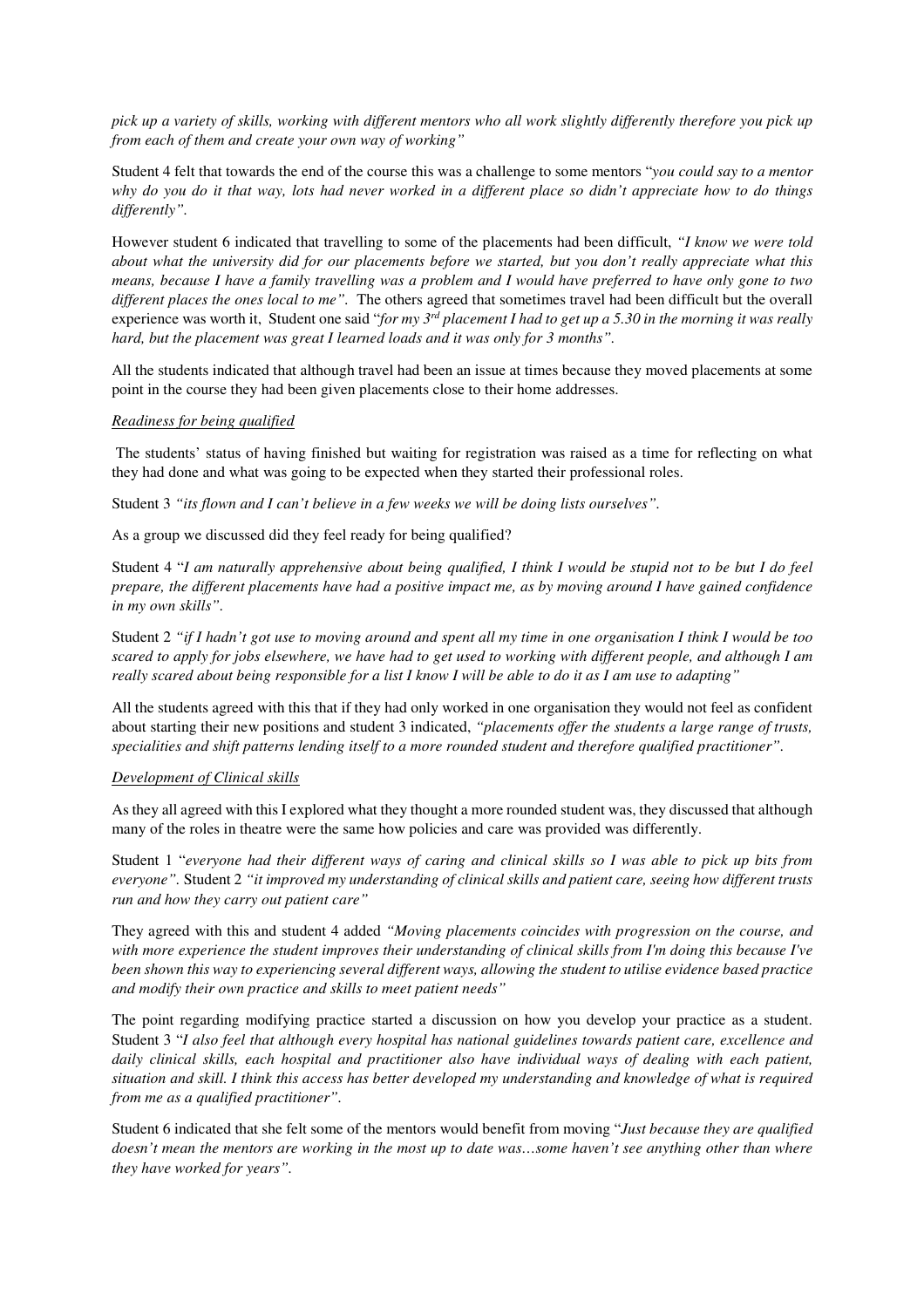*pick up a variety of skills, working with different mentors who all work slightly differently therefore you pick up from each of them and create your own way of working"*

Student 4 felt that towards the end of the course this was a challenge to some mentors "*you could say to a mentor why do you do it that way, lots had never worked in a different place so didn't appreciate how to do things differently"*.

However student 6 indicated that travelling to some of the placements had been difficult, *"I know we were told about what the university did for our placements before we started, but you don't really appreciate what this means, because I have a family travelling was a problem and I would have preferred to have only gone to two different places the ones local to me"*. The others agreed that sometimes travel had been difficult but the overall experience was worth it, Student one said "*for my 3rd placement I had to get up a 5.30 in the morning it was really hard, but the placement was great I learned loads and it was only for 3 months"*.

All the students indicated that although travel had been an issue at times because they moved placements at some point in the course they had been given placements close to their home addresses.

*Readiness for being qualified*

The students' status of having finished but waiting for registration was raised as a time for reflecting on what they had done and what was going to be expected when they started their professional roles.

Student 3 *"its flown and I can't believe in a few weeks we will be doing lists ourselves"*.

As a group we discussed did they feel ready for being qualified?

Student 4 "*I am naturally apprehensive about being qualified, I think I would be stupid not to be but I do feel prepare, the different placements have had a positive impact me, as by moving around I have gained confidence in my own skills"*.

Student 2 *"if I hadn't got use to moving around and spent all my time in one organisation I think I would be too scared to apply for jobs elsewhere, we have had to get used to working with different people, and although I am really scared about being responsible for a list I know I will be able to do it as I am use to adapting"*

All the students agreed with this that if they had only worked in one organisation they would not feel as confident about starting their new positions and student 3 indicated, *"placements offer the students a large range of trusts, specialities and shift patterns lending itself to a more rounded student and therefore qualified practitioner"*.

*Development of Clinical skills*

As they all agreed with this I explored what they thought a more rounded student was, they discussed that although many of the roles in theatre were the same how policies and care was provided was differently.

Student 1 "*everyone had their different ways of caring and clinical skills so I was able to pick up bits from everyone"*. Student 2 *"it improved my understanding of clinical skills and patient care, seeing how different trusts run and how they carry out patient care"*

They agreed with this and student 4 added *"Moving placements coincides with progression on the course, and with more experience the student improves their understanding of clinical skills from I'm doing this because I've been shown this way to experiencing several different ways, allowing the student to utilise evidence based practice and modify their own practice and skills to meet patient needs"*

The point regarding modifying practice started a discussion on how you develop your practice as a student. Student 3 "*I also feel that although every hospital has national guidelines towards patient care, excellence and daily clinical skills, each hospital and practitioner also have individual ways of dealing with each patient, situation and skill. I think this access has better developed my understanding and knowledge of what is required from me as a qualified practitioner"*.

Student 6 indicated that she felt some of the mentors would benefit from moving "*Just because they are qualified doesn't mean the mentors are working in the most up to date was…some haven't see anything other than where they have worked for years"*.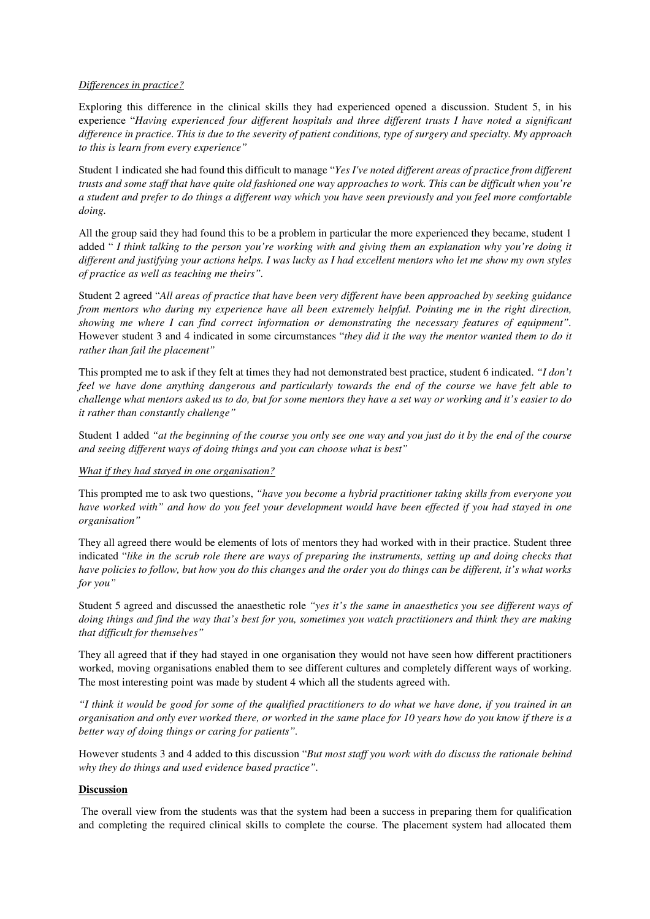*Differences in practice?*

Exploring this difference in the clinical skills they had experienced opened a discussion. Student 5, in his experience "*Having experienced four different hospitals and three different trusts I have noted a significant difference in practice. This is due to the severity of patient conditions, type of surgery and specialty. My approach to this is learn from every experience"*

Student 1 indicated she had found this difficult to manage "*Yes I've noted different areas of practice from different trusts and some staff that have quite old fashioned one way approaches to work. This can be difficult when you're a student and prefer to do things a different way which you have seen previously and you feel more comfortable doing.*

All the group said they had found this to be a problem in particular the more experienced they became, student 1 added " *I think talking to the person you're working with and giving them an explanation why you're doing it different and justifying your actions helps. I was lucky as I had excellent mentors who let me show my own styles of practice as well as teaching me theirs".*

Student 2 agreed "*All areas of practice that have been very different have been approached by seeking guidance from mentors who during my experience have all been extremely helpful. Pointing me in the right direction, showing me where I can find correct information or demonstrating the necessary features of equipment".* However student 3 and 4 indicated in some circumstances "*they did it the way the mentor wanted them to do it rather than fail the placement"*

This prompted me to ask if they felt at times they had not demonstrated best practice, student 6 indicated. *"I don't feel we have done anything dangerous and particularly towards the end of the course we have felt able to challenge what mentors asked us to do, but for some mentors they have a set way or working and it's easier to do it rather than constantly challenge"*

Student 1 added *"at the beginning of the course you only see one way and you just do it by the end of the course and seeing different ways of doing things and you can choose what is best"*

*What if they had stayed in one organisation?*

This prompted me to ask two questions, *"have you become a hybrid practitioner taking skills from everyone you have worked with" and how do you feel your development would have been effected if you had stayed in one organisation"*

They all agreed there would be elements of lots of mentors they had worked with in their practice. Student three indicated "*like in the scrub role there are ways of preparing the instruments, setting up and doing checks that have policies to follow, but how you do this changes and the order you do things can be different, it's what works for you"*

Student 5 agreed and discussed the anaesthetic role *"yes it's the same in anaesthetics you see different ways of doing things and find the way that's best for you, sometimes you watch practitioners and think they are making that difficult for themselves"*

They all agreed that if they had stayed in one organisation they would not have seen how different practitioners worked, moving organisations enabled them to see different cultures and completely different ways of working. The most interesting point was made by student 4 which all the students agreed with.

*"I think it would be good for some of the qualified practitioners to do what we have done, if you trained in an organisation and only ever worked there, or worked in the same place for 10 years how do you know if there is a better way of doing things or caring for patients".*

However students 3 and 4 added to this discussion "*But most staff you work with do discuss the rationale behind why they do things and used evidence based practice".*

**Discussion**

The overall view from the students was that the system had been a success in preparing them for qualification and completing the required clinical skills to complete the course. The placement system had allocated them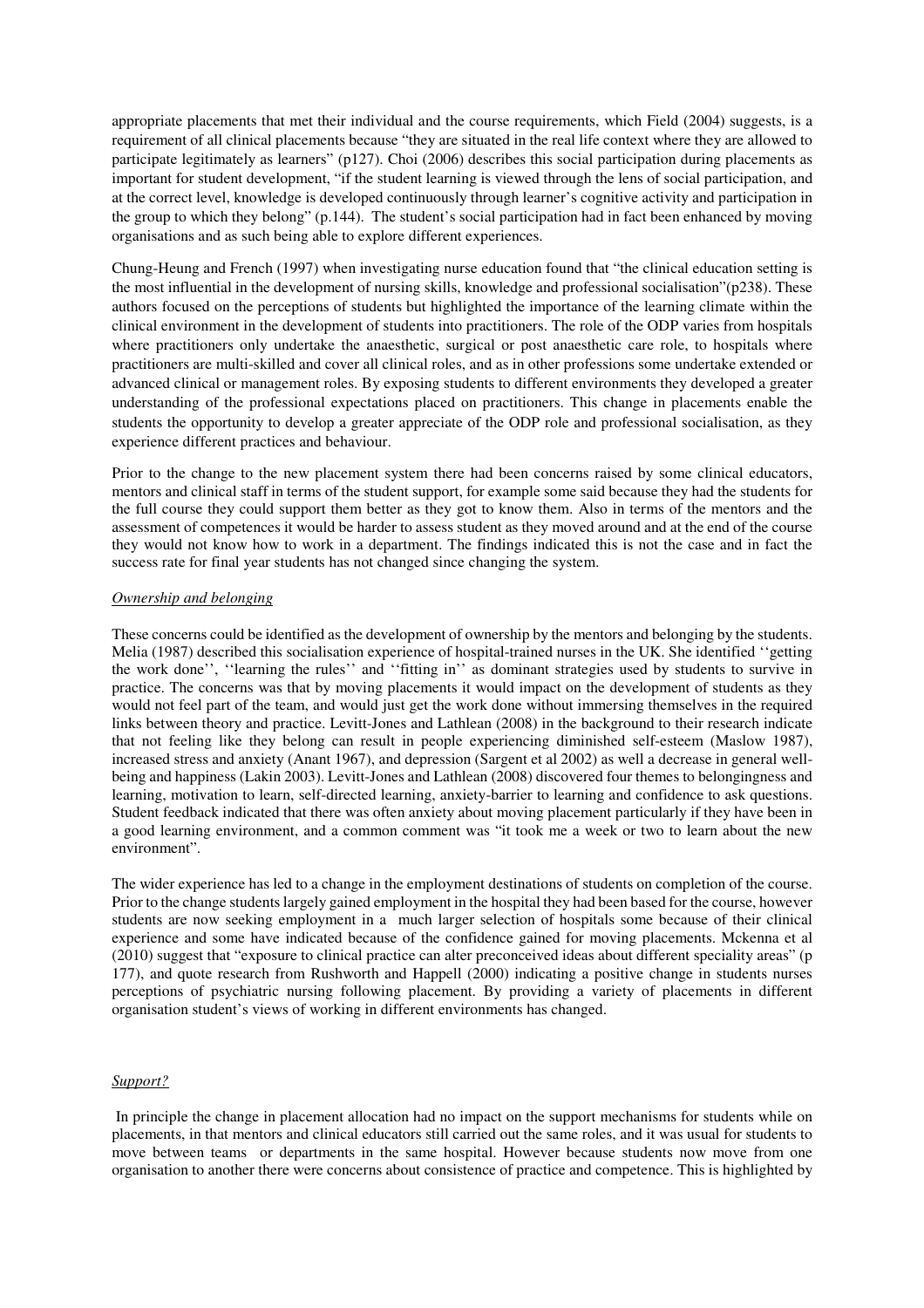appropriate placements that met their individual and the course requirements, which Field (2004) suggests, is a requirement of all clinical placements because "they are situated in the real life context where they are allowed to participate legitimately as learners" (p127). Choi (2006) describes this social participation during placements as important for student development, "if the student learning is viewed through the lens of social participation, and at the correct level, knowledge is developed continuously through learner's cognitive activity and participation in the group to which they belong" (p.144). The student's social participation had in fact been enhanced by moving organisations and as such being able to explore different experiences.

Chung-Heung and French (1997) when investigating nurse education found that "the clinical education setting is the most influential in the development of nursing skills, knowledge and professional socialisation"(p238). These authors focused on the perceptions of students but highlighted the importance of the learning climate within the clinical environment in the development of students into practitioners. The role of the ODP varies from hospitals where practitioners only undertake the anaesthetic, surgical or post anaesthetic care role, to hospitals where practitioners are multi-skilled and cover all clinical roles, and as in other professions some undertake extended or advanced clinical or management roles. By exposing students to different environments they developed a greater understanding of the professional expectations placed on practitioners. This change in placements enable the students the opportunity to develop a greater appreciate of the ODP role and professional socialisation, as they experience different practices and behaviour.

Prior to the change to the new placement system there had been concerns raised by some clinical educators, mentors and clinical staff in terms of the student support, for example some said because they had the students for the full course they could support them better as they got to know them. Also in terms of the mentors and the assessment of competences it would be harder to assess student as they moved around and at the end of the course they would not know how to work in a department. The findings indicated this is not the case and in fact the success rate for final year students has not changed since changing the system.

*Ownership and belonging*

These concerns could be identified as the development of ownership by the mentors and belonging by the students. Melia (1987) described this socialisation experience of hospital-trained nurses in the UK. She identified ''getting the work done'', ''learning the rules'' and ''fitting in'' as dominant strategies used by students to survive in practice. The concerns was that by moving placements it would impact on the development of students as they would not feel part of the team, and would just get the work done without immersing themselves in the required links between theory and practice. Levitt-Jones and Lathlean (2008) in the background to their research indicate that not feeling like they belong can result in people experiencing diminished self-esteem (Maslow 1987), increased stress and anxiety (Anant 1967), and depression (Sargent et al 2002) as well a decrease in general well-being and happiness (Lakin 2003). Levitt-Jones and Lathlean (2008) discovered four themes to belongingness and learning, motivation to learn, self-directed learning, anxiety-barrier to learning and confidence to ask questions. Student feedback indicated that there was often anxiety about moving placement particularly if they have been in a good learning environment, and a common comment was "it took me a week or two to learn about the new environment".

The wider experience has led to a change in the employment destinations of students on completion of the course. Prior to the change students largely gained employment in the hospital they had been based for the course, however students are now seeking employment in a much larger selection of hospitals some because of their clinical experience and some have indicated because of the confidence gained for moving placements. Mckenna et al (2010) suggest that "exposure to clinical practice can alter preconceived ideas about different speciality areas" (p 177), and quote research from Rushworth and Happell (2000) indicating a positive change in students nurses perceptions of psychiatric nursing following placement. By providing a variety of placements in different organisation student's views of working in different environments has changed.

*Support?*

In principle the change in placement allocation had no impact on the support mechanisms for students while on placements, in that mentors and clinical educators still carried out the same roles, and it was usual for students to move between teams or departments in the same hospital. However because students now move from one organisation to another there were concerns about consistence of practice and competence. This is highlighted by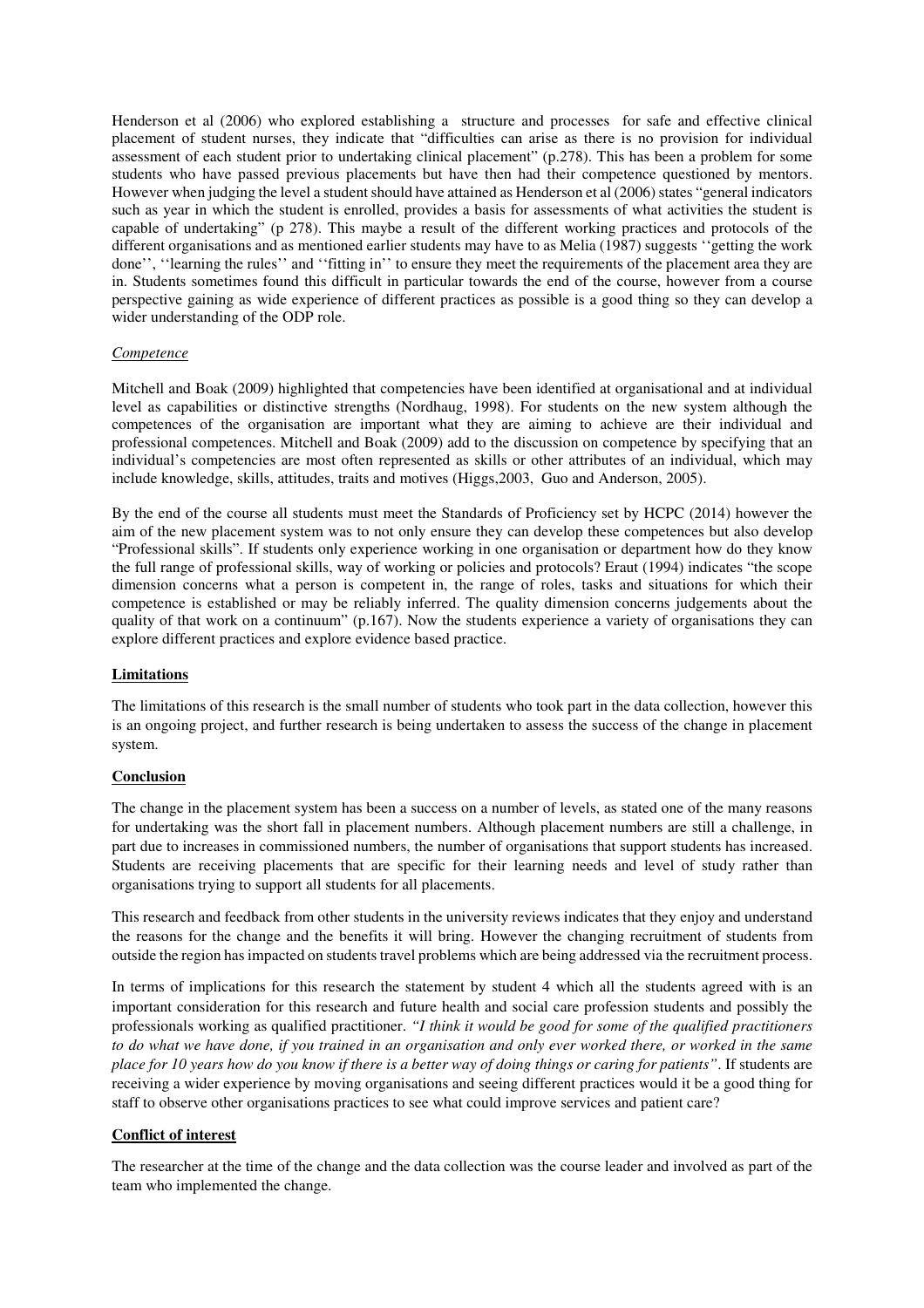Henderson et al (2006) who explored establishing a structure and processes for safe and effective clinical placement of student nurses, they indicate that "difficulties can arise as there is no provision for individual assessment of each student prior to undertaking clinical placement" (p.278). This has been a problem for some students who have passed previous placements but have then had their competence questioned by mentors. However when judging the level a student should have attained as Henderson et al (2006) states "general indicators such as year in which the student is enrolled, provides a basis for assessments of what activities the student is capable of undertaking" (p 278). This maybe a result of the different working practices and protocols of the different organisations and as mentioned earlier students may have to as Melia (1987) suggests ''getting the work done'', ''learning the rules'' and ''fitting in'' to ensure they meet the requirements of the placement area they are in. Students sometimes found this difficult in particular towards the end of the course, however from a course perspective gaining as wide experience of different practices as possible is a good thing so they can develop a wider understanding of the ODP role.

*Competence*

Mitchell and Boak (2009) highlighted that competencies have been identified at organisational and at individual level as capabilities or distinctive strengths (Nordhaug, 1998). For students on the new system although the competences of the organisation are important what they are aiming to achieve are their individual and professional competences. Mitchell and Boak (2009) add to the discussion on competence by specifying that an individual's competencies are most often represented as skills or other attributes of an individual, which may include knowledge, skills, attitudes, traits and motives (Higgs,2003, Guo and Anderson, 2005).

By the end of the course all students must meet the Standards of Proficiency set by HCPC (2014) however the aim of the new placement system was to not only ensure they can develop these competences but also develop "Professional skills". If students only experience working in one organisation or department how do they know the full range of professional skills, way of working or policies and protocols? Eraut (1994) indicates "the scope dimension concerns what a person is competent in, the range of roles, tasks and situations for which their competence is established or may be reliably inferred. The quality dimension concerns judgements about the quality of that work on a continuum" (p.167). Now the students experience a variety of organisations they can explore different practices and explore evidence based practice.

**Limitations**

The limitations of this research is the small number of students who took part in the data collection, however this is an ongoing project, and further research is being undertaken to assess the success of the change in placement system.

**Conclusion**

The change in the placement system has been a success on a number of levels, as stated one of the many reasons for undertaking was the short fall in placement numbers. Although placement numbers are still a challenge, in part due to increases in commissioned numbers, the number of organisations that support students has increased. Students are receiving placements that are specific for their learning needs and level of study rather than organisations trying to support all students for all placements.

This research and feedback from other students in the university reviews indicates that they enjoy and understand the reasons for the change and the benefits it will bring. However the changing recruitment of students from outside the region has impacted on students travel problems which are being addressed via the recruitment process.

In terms of implications for this research the statement by student 4 which all the students agreed with is an important consideration for this research and future health and social care profession students and possibly the professionals working as qualified practitioner. *"I think it would be good for some of the qualified practitioners to do what we have done, if you trained in an organisation and only ever worked there, or worked in the same place for 10 years how do you know if there is a better way of doing things or caring for patients"*. If students are receiving a wider experience by moving organisations and seeing different practices would it be a good thing for staff to observe other organisations practices to see what could improve services and patient care?

**Conflict of interest**

The researcher at the time of the change and the data collection was the course leader and involved as part of the team who implemented the change.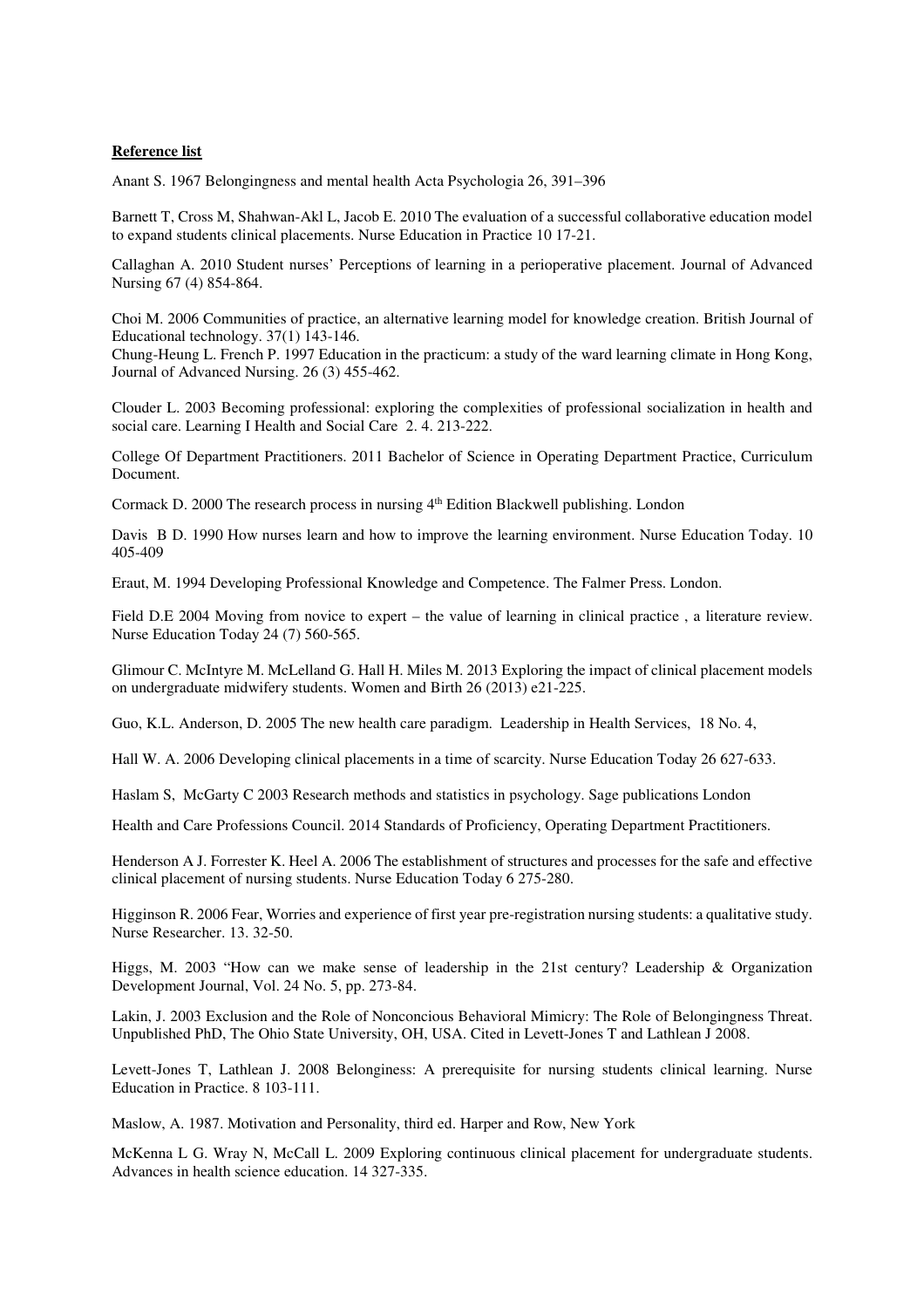**Reference list**

Anant S. 1967 Belongingness and mental health Acta Psychologia 26, 391–396

Barnett T, Cross M, Shahwan-Akl L, Jacob E. 2010 The evaluation of a successful collaborative education model to expand students clinical placements. Nurse Education in Practice 10 17-21.

Callaghan A. 2010 Student nurses' Perceptions of learning in a perioperative placement. Journal of Advanced Nursing 67 (4) 854-864.

Choi M. 2006 Communities of practice, an alternative learning model for knowledge creation. British Journal of Educational technology. 37(1) 143-146.

Chung-Heung L. French P. 1997 Education in the practicum: a study of the ward learning climate in Hong Kong, Journal of Advanced Nursing. 26 (3) 455-462.

Clouder L. 2003 Becoming professional: exploring the complexities of professional socialization in health and social care. Learning I Health and Social Care 2. 4. 213-222.

College Of Department Practitioners. 2011 Bachelor of Science in Operating Department Practice, Curriculum Document.

Cormack D. 2000 The research process in nursing 4th Edition Blackwell publishing. London

Davis B D. 1990 How nurses learn and how to improve the learning environment. Nurse Education Today. 10 405-409

Eraut, M. 1994 Developing Professional Knowledge and Competence. The Falmer Press. London.

Field D.E 2004 Moving from novice to expert – the value of learning in clinical practice , a literature review. Nurse Education Today 24 (7) 560-565.

Glimour C. McIntyre M. McLelland G. Hall H. Miles M. 2013 Exploring the impact of clinical placement models on undergraduate midwifery students. Women and Birth 26 (2013) e21-225.

Guo, K.L. Anderson, D. 2005 The new health care paradigm. Leadership in Health Services, 18 No. 4,

Hall W. A. 2006 Developing clinical placements in a time of scarcity. Nurse Education Today 26 627-633.

Haslam S, McGarty C 2003 Research methods and statistics in psychology. Sage publications London

Health and Care Professions Council. 2014 Standards of Proficiency, Operating Department Practitioners.

Henderson A J. Forrester K. Heel A. 2006 The establishment of structures and processes for the safe and effective clinical placement of nursing students. Nurse Education Today 6 275-280.

Higginson R. 2006 Fear, Worries and experience of first year pre-registration nursing students: a qualitative study. Nurse Researcher. 13. 32-50.

Higgs, M. 2003 "How can we make sense of leadership in the 21st century? Leadership & Organization Development Journal, Vol. 24 No. 5, pp. 273-84.

Lakin, J. 2003 Exclusion and the Role of Nonconcious Behavioral Mimicry: The Role of Belongingness Threat. Unpublished PhD, The Ohio State University, OH, USA. Cited in Levett-Jones T and Lathlean J 2008.

Levett-Jones T, Lathlean J. 2008 Belonginess: A prerequisite for nursing students clinical learning. Nurse Education in Practice. 8 103-111.

Maslow, A. 1987. Motivation and Personality, third ed. Harper and Row, New York

McKenna L G. Wray N, McCall L. 2009 Exploring continuous clinical placement for undergraduate students. Advances in health science education. 14 327-335.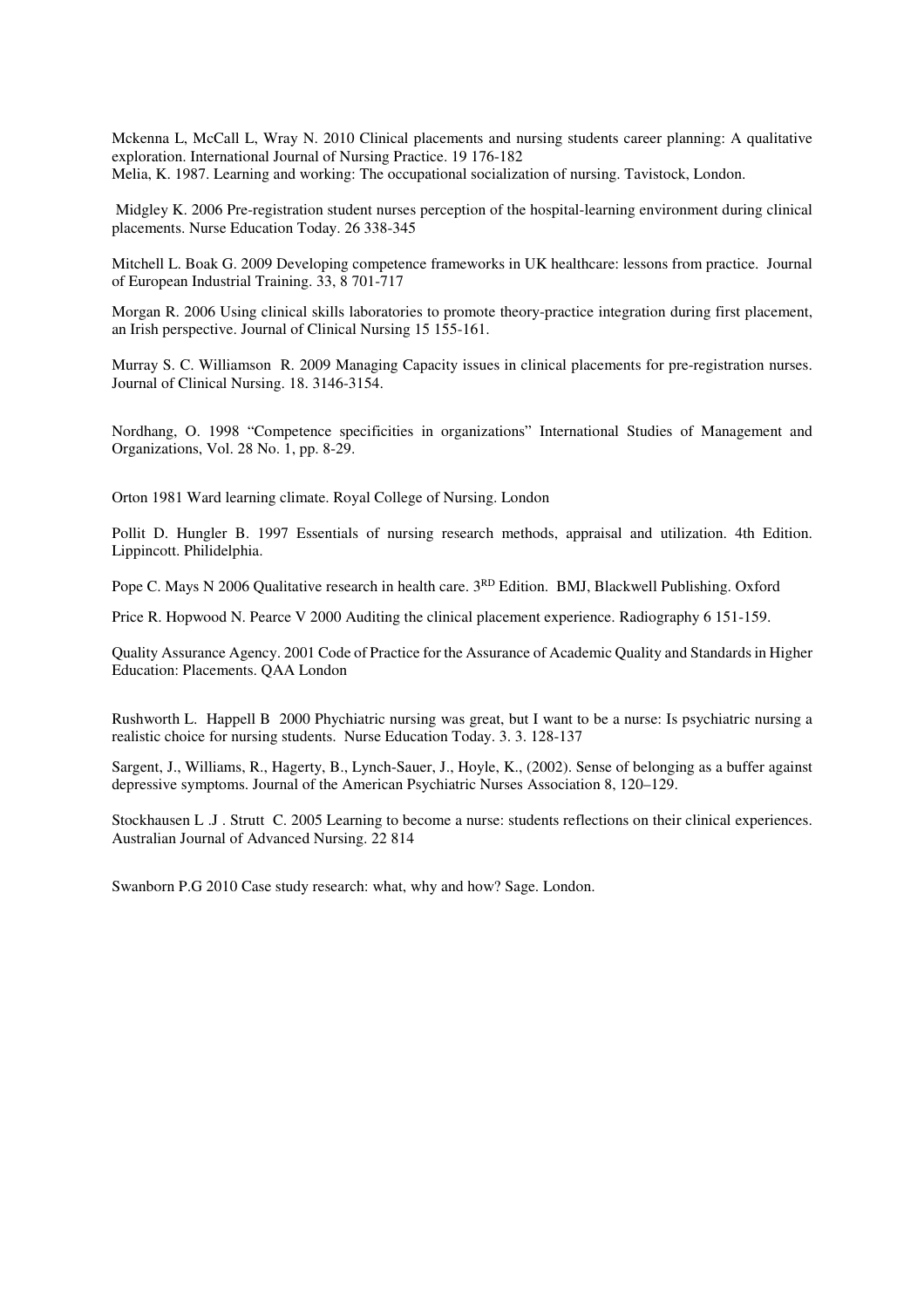Mckenna L, McCall L, Wray N. 2010 Clinical placements and nursing students career planning: A qualitative exploration. International Journal of Nursing Practice. 19 176-182

Melia, K. 1987. Learning and working: The occupational socialization of nursing. Tavistock, London.

Midgley K. 2006 Pre-registration student nurses perception of the hospital-learning environment during clinical placements. Nurse Education Today. 26 338-345

Mitchell L. Boak G. 2009 Developing competence frameworks in UK healthcare: lessons from practice. Journal of European Industrial Training. 33, 8 701-717

Morgan R. 2006 Using clinical skills laboratories to promote theory-practice integration during first placement, an Irish perspective. Journal of Clinical Nursing 15 155-161.

Murray S. C. Williamson R. 2009 Managing Capacity issues in clinical placements for pre-registration nurses. Journal of Clinical Nursing. 18. 3146-3154.

Nordhang, O. 1998 "Competence specificities in organizations" International Studies of Management and Organizations, Vol. 28 No. 1, pp. 8-29.

Orton 1981 Ward learning climate. Royal College of Nursing. London

Pollit D. Hungler B. 1997 Essentials of nursing research methods, appraisal and utilization. 4th Edition. Lippincott. Philidelphia.

Pope C. Mays N 2006 Qualitative research in health care. 3RD Edition. BMJ, Blackwell Publishing. Oxford

Price R. Hopwood N. Pearce V 2000 Auditing the clinical placement experience. Radiography 6 151-159.

Quality Assurance Agency. 2001 Code of Practice for the Assurance of Academic Quality and Standards in Higher Education: Placements. QAA London

Rushworth L. Happell B 2000 Phychiatric nursing was great, but I want to be a nurse: Is psychiatric nursing a realistic choice for nursing students. Nurse Education Today. 3. 3. 128-137

Sargent, J., Williams, R., Hagerty, B., Lynch-Sauer, J., Hoyle, K., (2002). Sense of belonging as a buffer against depressive symptoms. Journal of the American Psychiatric Nurses Association 8, 120–129.

Stockhausen L .J . Strutt C. 2005 Learning to become a nurse: students reflections on their clinical experiences. Australian Journal of Advanced Nursing. 22 814

Swanborn P.G 2010 Case study research: what, why and how? Sage. London.